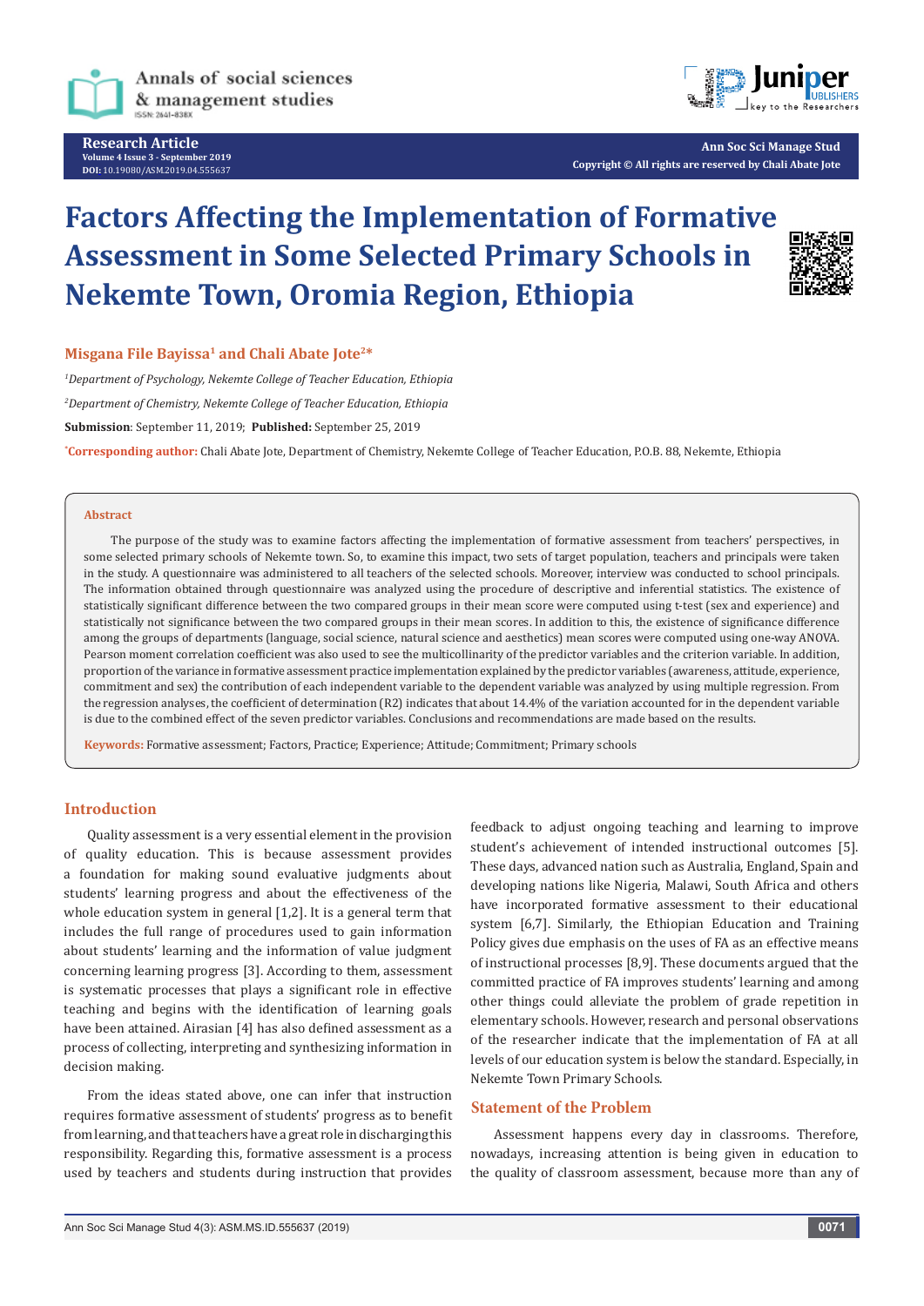Research Article
Volume 4 Issue 3 - September 2019
DOI: 10.19080/ASM.2019.04.555637

Ann Soc Sci Manage Stud
Copyright © All rights are reserved by Chali Abate Jote

# Factors Affecting the Implementation of Formative Assessment in Some Selected Primary Schools in Nekemte Town, Oromia Region, Ethiopia

**Misgana File Bayissa[1] and Chali Abate Jote[2]***

[1]*Department of Psychology, Nekemte College of Teacher Education, Ethiopia*

[2]*Department of Chemistry, Nekemte College of Teacher Education, Ethiopia*

**Submission**: September 11, 2019; **Published:** September 25, 2019

***Corresponding author:** Chali Abate Jote, Department of Chemistry, Nekemte College of Teacher Education, P.O.B. 88, Nekemte, Ethiopia

## Abstract

The purpose of the study was to examine factors affecting the implementation of formative assessment from teachers' perspectives, in some selected primary schools of Nekemte town. So, to examine this impact, two sets of target population, teachers and principals were taken in the study. A questionnaire was administered to all teachers of the selected schools. Moreover, interview was conducted to school principals. The information obtained through questionnaire was analyzed using the procedure of descriptive and inferential statistics. The existence of statistically significant difference between the two compared groups in their mean score were computed using t-test (sex and experience) and statistically not significance between the two compared groups in their mean scores. In addition to this, the existence of significance difference among the groups of departments (language, social science, natural science and aesthetics) mean scores were computed using one-way ANOVA. Pearson moment correlation coefficient was also used to see the multicollinarity of the predictor variables and the criterion variable. In addition, proportion of the variance in formative assessment practice implementation explained by the predictor variables (awareness, attitude, experience, commitment and sex) the contribution of each independent variable to the dependent variable was analyzed by using multiple regression. From the regression analyses, the coefficient of determination (R2) indicates that about 14.4% of the variation accounted for in the dependent variable is due to the combined effect of the seven predictor variables. Conclusions and recommendations are made based on the results.

**Keywords:** Formative assessment; Factors, Practice; Experience; Attitude; Commitment; Primary schools

## Introduction

Quality assessment is a very essential element in the provision of quality education. This is because assessment provides a foundation for making sound evaluative judgments about students' learning progress and about the effectiveness of the whole education system in general [1,2]. It is a general term that includes the full range of procedures used to gain information about students' learning and the information of value judgment concerning learning progress [3]. According to them, assessment is systematic processes that plays a significant role in effective teaching and begins with the identification of learning goals have been attained. Airasian [4] has also defined assessment as a process of collecting, interpreting and synthesizing information in decision making.

From the ideas stated above, one can infer that instruction requires formative assessment of students' progress as to benefit from learning, and that teachers have a great role in discharging this responsibility. Regarding this, formative assessment is a process used by teachers and students during instruction that provides feedback to adjust ongoing teaching and learning to improve student's achievement of intended instructional outcomes [5]. These days, advanced nation such as Australia, England, Spain and developing nations like Nigeria, Malawi, South Africa and others have incorporated formative assessment to their educational system [6,7]. Similarly, the Ethiopian Education and Training Policy gives due emphasis on the uses of FA as an effective means of instructional processes [8,9]. These documents argued that the committed practice of FA improves students' learning and among other things could alleviate the problem of grade repetition in elementary schools. However, research and personal observations of the researcher indicate that the implementation of FA at all levels of our education system is below the standard. Especially, in Nekemte Town Primary Schools.

## Statement of the Problem

Assessment happens every day in classrooms. Therefore, nowadays, increasing attention is being given in education to the quality of classroom assessment, because more than any of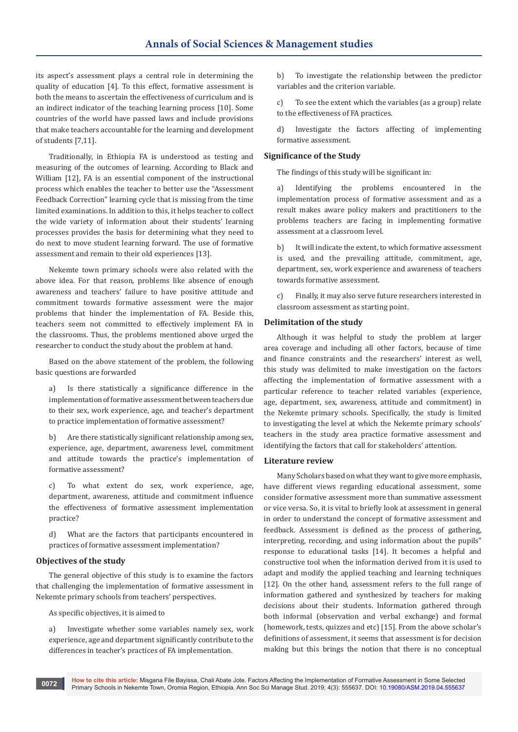its aspect's assessment plays a central role in determining the quality of education [4]. To this effect, formative assessment is both the means to ascertain the effectiveness of curriculum and is an indirect indicator of the teaching learning process [10]. Some countries of the world have passed laws and include provisions that make teachers accountable for the learning and development of students [7,11].

Traditionally, in Ethiopia FA is understood as testing and measuring of the outcomes of learning. According to Black and William [12], FA is an essential component of the instructional process which enables the teacher to better use the "Assessment Feedback Correction" learning cycle that is missing from the time limited examinations. In addition to this, it helps teacher to collect the wide variety of information about their students' learning processes provides the basis for determining what they need to do next to move student learning forward. The use of formative assessment and remain to their old experiences [13].

Nekemte town primary schools were also related with the above idea. For that reason, problems like absence of enough awareness and teachers' failure to have positive attitude and commitment towards formative assessment were the major problems that hinder the implementation of FA. Beside this, teachers seem not committed to effectively implement FA in the classrooms. Thus, the problems mentioned above urged the researcher to conduct the study about the problem at hand.

Based on the above statement of the problem, the following basic questions are forwarded

a) Is there statistically a significance difference in the implementation of formative assessment between teachers due to their sex, work experience, age, and teacher's department to practice implementation of formative assessment?

b) Are there statistically significant relationship among sex, experience, age, department, awareness level, commitment and attitude towards the practice's implementation of formative assessment?

c) To what extent do sex, work experience, age, department, awareness, attitude and commitment influence the effectiveness of formative assessment implementation practice?

d) What are the factors that participants encountered in practices of formative assessment implementation?

## Objectives of the study

The general objective of this study is to examine the factors that challenging the implementation of formative assessment in Nekemte primary schools from teachers' perspectives.

As specific objectives, it is aimed to

a) Investigate whether some variables namely sex, work experience, age and department significantly contribute to the differences in teacher's practices of FA implementation.

b) To investigate the relationship between the predictor variables and the criterion variable.

c) To see the extent which the variables (as a group) relate to the effectiveness of FA practices.

d) Investigate the factors affecting of implementing formative assessment.

## Significance of the Study

The findings of this study will be significant in:

a) Identifying the problems encountered in the implementation process of formative assessment and as a result makes aware policy makers and practitioners to the problems teachers are facing in implementing formative assessment at a classroom level.

b) It will indicate the extent, to which formative assessment is used, and the prevailing attitude, commitment, age, department, sex, work experience and awareness of teachers towards formative assessment.

c) Finally, it may also serve future researchers interested in classroom assessment as starting point.

## Delimitation of the study

Although it was helpful to study the problem at larger area coverage and including all other factors, because of time and finance constraints and the researchers' interest as well, this study was delimited to make investigation on the factors affecting the implementation of formative assessment with a particular reference to teacher related variables (experience, age, department, sex, awareness, attitude and commitment) in the Nekemte primary schools. Specifically, the study is limited to investigating the level at which the Nekemte primary schools' teachers in the study area practice formative assessment and identifying the factors that call for stakeholders' attention.

## Literature review

Many Scholars based on what they want to give more emphasis, have different views regarding educational assessment, some consider formative assessment more than summative assessment or vice versa. So, it is vital to briefly look at assessment in general in order to understand the concept of formative assessment and feedback. Assessment is defined as the process of gathering, interpreting, recording, and using information about the pupils" response to educational tasks [14]. It becomes a helpful and constructive tool when the information derived from it is used to adapt and modify the applied teaching and learning techniques [12]. On the other hand, assessment refers to the full range of information gathered and synthesized by teachers for making decisions about their students. Information gathered through both informal (observation and verbal exchange) and formal (homework, tests, quizzes and etc) [15]. From the above scholar's definitions of assessment, it seems that assessment is for decision making but this brings the notion that there is no conceptual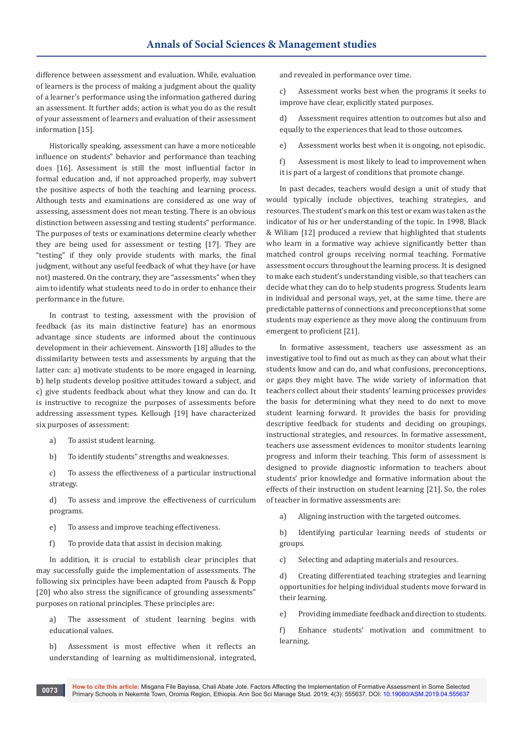difference between assessment and evaluation. While, evaluation of learners is the process of making a judgment about the quality of a learner's performance using the information gathered during an assessment. It further adds; action is what you do as the result of your assessment of learners and evaluation of their assessment information [15].

Historically speaking, assessment can have a more noticeable influence on students" behavior and performance than teaching does [16]. Assessment is still the most influential factor in formal education and, if not approached properly, may subvert the positive aspects of both the teaching and learning process. Although tests and examinations are considered as one way of assessing, assessment does not mean testing. There is an obvious distinction between assessing and testing students" performance. The purposes of tests or examinations determine clearly whether they are being used for assessment or testing [17]. They are "testing" if they only provide students with marks, the final judgment, without any useful feedback of what they have (or have not) mastered. On the contrary, they are "assessments" when they aim to identify what students need to do in order to enhance their performance in the future.

In contrast to testing, assessment with the provision of feedback (as its main distinctive feature) has an enormous advantage since students are informed about the continuous development in their achievement. Ainsworth [18] alludes to the dissimilarity between tests and assessments by arguing that the latter can: a) motivate students to be more engaged in learning, b) help students develop positive attitudes toward a subject, and c) give students feedback about what they know and can do. It is instructive to recognize the purposes of assessments before addressing assessment types. Kellough [19] have characterized six purposes of assessment:

a) To assist student learning.

b) To identify students" strengths and weaknesses.

c) To assess the effectiveness of a particular instructional strategy.

d) To assess and improve the effectiveness of curriculum programs.

e) To assess and improve teaching effectiveness.

f) To provide data that assist in decision making.

In addition, it is crucial to establish clear principles that may successfully guide the implementation of assessments. The following six principles have been adapted from Pausch & Popp [20] who also stress the significance of grounding assessments" purposes on rational principles. These principles are:

a) The assessment of student learning begins with educational values.

b) Assessment is most effective when it reflects an understanding of learning as multidimensional, integrated, and revealed in performance over time.

c) Assessment works best when the programs it seeks to improve have clear, explicitly stated purposes.

d) Assessment requires attention to outcomes but also and equally to the experiences that lead to those outcomes.

e) Assessment works best when it is ongoing, not episodic.

f) Assessment is most likely to lead to improvement when it is part of a largest of conditions that promote change.

In past decades, teachers would design a unit of study that would typically include objectives, teaching strategies, and resources. The student's mark on this test or exam was taken as the indicator of his or her understanding of the topic. In 1998, Black & Wiliam [12] produced a review that highlighted that students who learn in a formative way achieve significantly better than matched control groups receiving normal teaching. Formative assessment occurs throughout the learning process. It is designed to make each student's understanding visible, so that teachers can decide what they can do to help students progress. Students learn in individual and personal ways, yet, at the same time, there are predictable patterns of connections and preconceptions that some students may experience as they move along the continuum from emergent to proficient [21].

In formative assessment, teachers use assessment as an investigative tool to find out as much as they can about what their students know and can do, and what confusions, preconceptions, or gaps they might have. The wide variety of information that teachers collect about their students' learning processes provides the basis for determining what they need to do next to move student learning forward. It provides the basis for providing descriptive feedback for students and deciding on groupings, instructional strategies, and resources. In formative assessment, teachers use assessment evidences to monitor students learning progress and inform their teaching. This form of assessment is designed to provide diagnostic information to teachers about students' prior knowledge and formative information about the effects of their instruction on student learning [21]. So, the roles of teacher in formative assessments are:

a) Aligning instruction with the targeted outcomes.

b) Identifying particular learning needs of students or groups.

c) Selecting and adapting materials and resources.

d) Creating differentiated teaching strategies and learning opportunities for helping individual students move forward in their learning.

e) Providing immediate feedback and direction to students.

f) Enhance students' motivation and commitment to learning.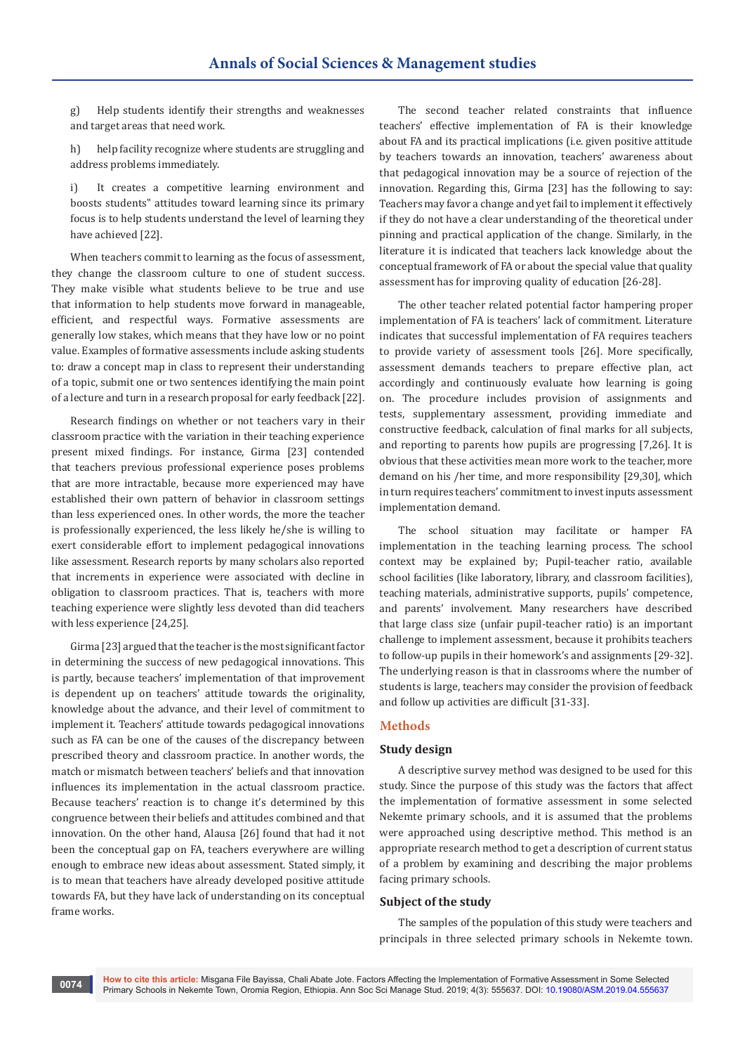g) Help students identify their strengths and weaknesses and target areas that need work.

h) help facility recognize where students are struggling and address problems immediately.

i) It creates a competitive learning environment and boosts students" attitudes toward learning since its primary focus is to help students understand the level of learning they have achieved [22].

When teachers commit to learning as the focus of assessment, they change the classroom culture to one of student success. They make visible what students believe to be true and use that information to help students move forward in manageable, efficient, and respectful ways. Formative assessments are generally low stakes, which means that they have low or no point value. Examples of formative assessments include asking students to: draw a concept map in class to represent their understanding of a topic, submit one or two sentences identifying the main point of a lecture and turn in a research proposal for early feedback [22].

Research findings on whether or not teachers vary in their classroom practice with the variation in their teaching experience present mixed findings. For instance, Girma [23] contended that teachers previous professional experience poses problems that are more intractable, because more experienced may have established their own pattern of behavior in classroom settings than less experienced ones. In other words, the more the teacher is professionally experienced, the less likely he/she is willing to exert considerable effort to implement pedagogical innovations like assessment. Research reports by many scholars also reported that increments in experience were associated with decline in obligation to classroom practices. That is, teachers with more teaching experience were slightly less devoted than did teachers with less experience [24,25].

Girma [23] argued that the teacher is the most significant factor in determining the success of new pedagogical innovations. This is partly, because teachers' implementation of that improvement is dependent up on teachers' attitude towards the originality, knowledge about the advance, and their level of commitment to implement it. Teachers' attitude towards pedagogical innovations such as FA can be one of the causes of the discrepancy between prescribed theory and classroom practice. In another words, the match or mismatch between teachers' beliefs and that innovation influences its implementation in the actual classroom practice. Because teachers' reaction is to change it's determined by this congruence between their beliefs and attitudes combined and that innovation. On the other hand, Alausa [26] found that had it not been the conceptual gap on FA, teachers everywhere are willing enough to embrace new ideas about assessment. Stated simply, it is to mean that teachers have already developed positive attitude towards FA, but they have lack of understanding on its conceptual frame works.

The second teacher related constraints that influence teachers' effective implementation of FA is their knowledge about FA and its practical implications (i.e. given positive attitude by teachers towards an innovation, teachers' awareness about that pedagogical innovation may be a source of rejection of the innovation. Regarding this, Girma [23] has the following to say: Teachers may favor a change and yet fail to implement it effectively if they do not have a clear understanding of the theoretical under pinning and practical application of the change. Similarly, in the literature it is indicated that teachers lack knowledge about the conceptual framework of FA or about the special value that quality assessment has for improving quality of education [26-28].

The other teacher related potential factor hampering proper implementation of FA is teachers' lack of commitment. Literature indicates that successful implementation of FA requires teachers to provide variety of assessment tools [26]. More specifically, assessment demands teachers to prepare effective plan, act accordingly and continuously evaluate how learning is going on. The procedure includes provision of assignments and tests, supplementary assessment, providing immediate and constructive feedback, calculation of final marks for all subjects, and reporting to parents how pupils are progressing [7,26]. It is obvious that these activities mean more work to the teacher, more demand on his /her time, and more responsibility [29,30], which in turn requires teachers' commitment to invest inputs assessment implementation demand.

The school situation may facilitate or hamper FA implementation in the teaching learning process. The school context may be explained by; Pupil-teacher ratio, available school facilities (like laboratory, library, and classroom facilities), teaching materials, administrative supports, pupils' competence, and parents' involvement. Many researchers have described that large class size (unfair pupil-teacher ratio) is an important challenge to implement assessment, because it prohibits teachers to follow-up pupils in their homework's and assignments [29-32]. The underlying reason is that in classrooms where the number of students is large, teachers may consider the provision of feedback and follow up activities are difficult [31-33].

## Methods

### Study design

A descriptive survey method was designed to be used for this study. Since the purpose of this study was the factors that affect the implementation of formative assessment in some selected Nekemte primary schools, and it is assumed that the problems were approached using descriptive method. This method is an appropriate research method to get a description of current status of a problem by examining and describing the major problems facing primary schools.

### Subject of the study

The samples of the population of this study were teachers and principals in three selected primary schools in Nekemte town.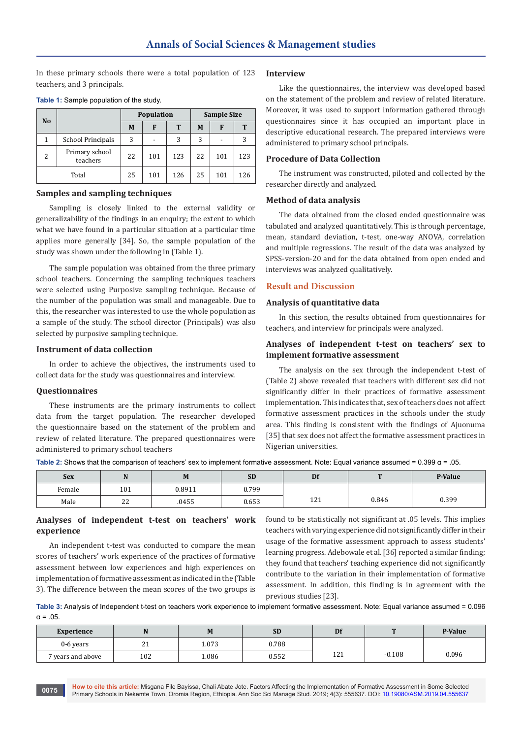In these primary schools there were a total population of 123 teachers, and 3 principals.

**Table 1:** Sample population of the study.

| No | | Population | | | Sample Size | | |
|---|---|---|---|---|---|---|---|
| | | M | F | T | M | F | T |
| 1 | School Principals | 3 | - | 3 | 3 | - | 3 |
| 2 | Primary school teachers | 22 | 101 | 123 | 22 | 101 | 123 |
| Total | | 25 | 101 | 126 | 25 | 101 | 126 |

### Samples and sampling techniques

Sampling is closely linked to the external validity or generalizability of the findings in an enquiry; the extent to which what we have found in a particular situation at a particular time applies more generally [34]. So, the sample population of the study was shown under the following in (Table 1).

The sample population was obtained from the three primary school teachers. Concerning the sampling techniques teachers were selected using Purposive sampling technique. Because of the number of the population was small and manageable. Due to this, the researcher was interested to use the whole population as a sample of the study. The school director (Principals) was also selected by purposive sampling technique.

### Instrument of data collection

In order to achieve the objectives, the instruments used to collect data for the study was questionnaires and interview.

### Questionnaires

These instruments are the primary instruments to collect data from the target population. The researcher developed the questionnaire based on the statement of the problem and review of related literature. The prepared questionnaires were administered to primary school teachers

### Interview

Like the questionnaires, the interview was developed based on the statement of the problem and review of related literature. Moreover, it was used to support information gathered through questionnaires since it has occupied an important place in descriptive educational research. The prepared interviews were administered to primary school principals.

### Procedure of Data Collection

The instrument was constructed, piloted and collected by the researcher directly and analyzed.

### Method of data analysis

The data obtained from the closed ended questionnaire was tabulated and analyzed quantitatively. This is through percentage, mean, standard deviation, t-test, one-way ANOVA, correlation and multiple regressions. The result of the data was analyzed by SPSS-version-20 and for the data obtained from open ended and interviews was analyzed qualitatively.

## Result and Discussion

### Analysis of quantitative data

In this section, the results obtained from questionnaires for teachers, and interview for principals were analyzed.

### Analyses of independent t-test on teachers' sex to implement formative assessment

The analysis on the sex through the independent t-test of (Table 2) above revealed that teachers with different sex did not significantly differ in their practices of formative assessment implementation. This indicates that, sex of teachers does not affect formative assessment practices in the schools under the study area. This finding is consistent with the findings of Ajuonuma [35] that sex does not affect the formative assessment practices in Nigerian universities.

**Table 2:** Shows that the comparison of teachers' sex to implement formative assessment. Note: Equal variance assumed = 0.399 α = .05.

| Sex | N | M | SD | Df | T | P-Value |
|---|---|---|---|---|---|---|
| Female | 101 | 0.8911 | 0.799 | 121 | 0.846 | 0.399 |
| Male | 22 | .0455 | 0.653 | | | |

### Analyses of independent t-test on teachers' work experience

An independent t-test was conducted to compare the mean scores of teachers' work experience of the practices of formative assessment between low experiences and high experiences on implementation of formative assessment as indicated in the (Table 3). The difference between the mean scores of the two groups is found to be statistically not significant at .05 levels. This implies teachers with varying experience did not significantly differ in their usage of the formative assessment approach to assess students' learning progress. Adebowale et al. [36] reported a similar finding; they found that teachers' teaching experience did not significantly contribute to the variation in their implementation of formative assessment. In addition, this finding is in agreement with the previous studies [23].

**Table 3:** Analysis of Independent t-test on teachers work experience to implement formative assessment. Note: Equal variance assumed = 0.096 α = .05.

| Experience | N | M | SD | Df | T | P-Value |
|---|---|---|---|---|---|---|
| 0-6 years | 21 | 1.073 | 0.788 | 121 | -0.108 | 0.096 |
| 7 years and above | 102 | 1.086 | 0.552 | | | |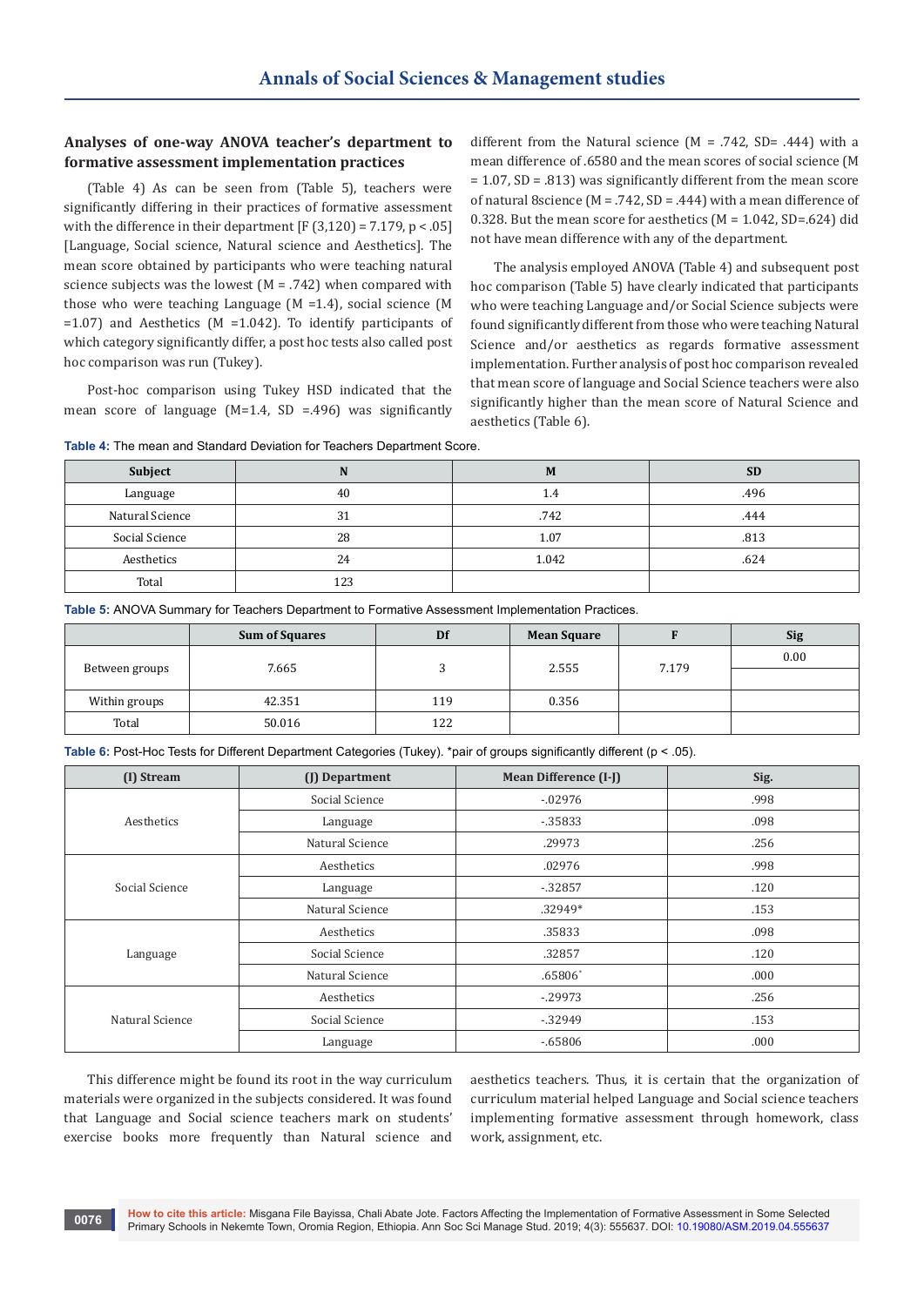### Analyses of one-way ANOVA teacher's department to formative assessment implementation practices

(Table 4) As can be seen from (Table 5), teachers were significantly differing in their practices of formative assessment with the difference in their department [$F (3,120) = 7.179$, $p < .05$] [Language, Social science, Natural science and Aesthetics]. The mean score obtained by participants who were teaching natural science subjects was the lowest (M = .742) when compared with those who were teaching Language (M =1.4), social science (M =1.07) and Aesthetics (M =1.042). To identify participants of which category significantly differ, a post hoc tests also called post hoc comparison was run (Tukey).

Post-hoc comparison using Tukey HSD indicated that the mean score of language (M=1.4, SD =.496) was significantly different from the Natural science (M = .742, SD= .444) with a mean difference of .6580 and the mean scores of social science (M = 1.07, SD = .813) was significantly different from the mean score of natural 8science (M = .742, SD = .444) with a mean difference of 0.328. But the mean score for aesthetics (M = 1.042, SD=.624) did not have mean difference with any of the department.

The analysis employed ANOVA (Table 4) and subsequent post hoc comparison (Table 5) have clearly indicated that participants who were teaching Language and/or Social Science subjects were found significantly different from those who were teaching Natural Science and/or aesthetics as regards formative assessment implementation. Further analysis of post hoc comparison revealed that mean score of language and Social Science teachers were also significantly higher than the mean score of Natural Science and aesthetics (Table 6).

**Table 4:** The mean and Standard Deviation for Teachers Department Score.

| Subject | N | M | SD |
|---|---|---|---|
| Language | 40 | 1.4 | .496 |
| Natural Science | 31 | .742 | .444 |
| Social Science | 28 | 1.07 | .813 |
| Aesthetics | 24 | 1.042 | .624 |
| Total | 123 | | |

**Table 5:** ANOVA Summary for Teachers Department to Formative Assessment Implementation Practices.

| | Sum of Squares | Df | Mean Square | F | Sig |
|---|---|---|---|---|---|
| Between groups | 7.665 | 3 | 2.555 | 7.179 | 0.00 |
| Within groups | 42.351 | 119 | 0.356 | | |
| Total | 50.016 | 122 | | | |

**Table 6:** Post-Hoc Tests for Different Department Categories (Tukey). *pair of groups significantly different (p < .05).

| (I) Stream | (J) Department | Mean Difference (I-J) | Sig. |
|---|---|---|---|
| Aesthetics | Social Science | -.02976 | .998 |
| | Language | -.35833 | .098 |
| | Natural Science | .29973 | .256 |
| Social Science | Aesthetics | .02976 | .998 |
| | Language | -.32857 | .120 |
| | Natural Science | .32949* | .153 |
| Language | Aesthetics | .35833 | .098 |
| | Social Science | .32857 | .120 |
| | Natural Science | .65806* | .000 |
| Natural Science | Aesthetics | -.29973 | .256 |
| | Social Science | -.32949 | .153 |
| | Language | -.65806 | .000 |

This difference might be found its root in the way curriculum materials were organized in the subjects considered. It was found that Language and Social science teachers mark on students' exercise books more frequently than Natural science and aesthetics teachers. Thus, it is certain that the organization of curriculum material helped Language and Social science teachers implementing formative assessment through homework, class work, assignment, etc.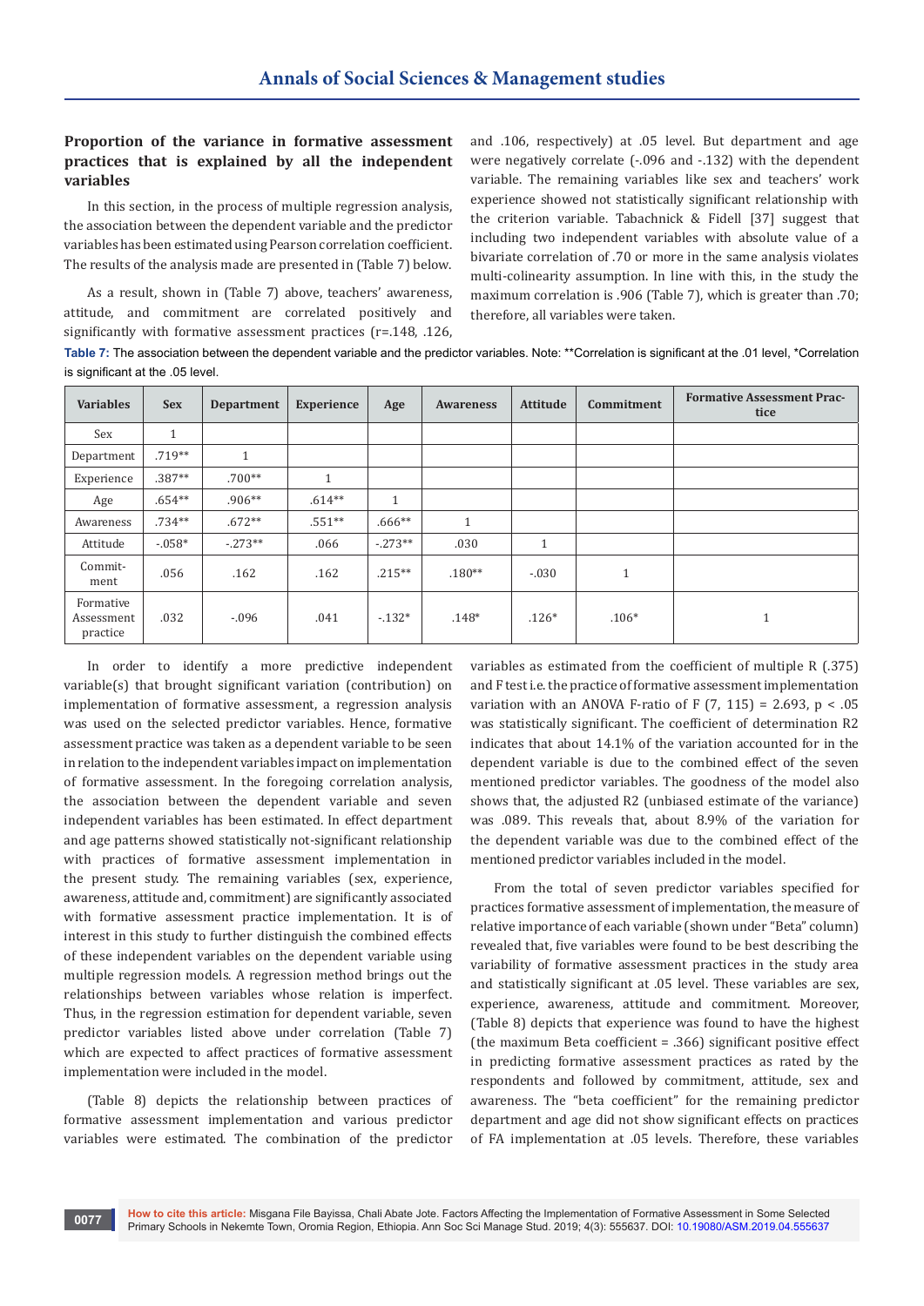### Proportion of the variance in formative assessment practices that is explained by all the independent variables

In this section, in the process of multiple regression analysis, the association between the dependent variable and the predictor variables has been estimated using Pearson correlation coefficient. The results of the analysis made are presented in (Table 7) below.

As a result, shown in (Table 7) above, teachers' awareness, attitude, and commitment are correlated positively and significantly with formative assessment practices (r=.148, .126, and .106, respectively) at .05 level. But department and age were negatively correlate (-.096 and -.132) with the dependent variable. The remaining variables like sex and teachers' work experience showed not statistically significant relationship with the criterion variable. Tabachnick & Fidell [37] suggest that including two independent variables with absolute value of a bivariate correlation of .70 or more in the same analysis violates multi-colinearity assumption. In line with this, in the study the maximum correlation is .906 (Table 7), which is greater than .70; therefore, all variables were taken.

**Table 7:** The association between the dependent variable and the predictor variables. Note: **Correlation is significant at the .01 level, *Correlation is significant at the .05 level.

| Variables | Sex | Department | Experience | Age | Awareness | Attitude | Commitment | Formative Assessment Practice |
|---|---|---|---|---|---|---|---|---|
| Sex | 1 | | | | | | | |
| Department | .719** | 1 | | | | | | |
| Experience | .387** | .700** | 1 | | | | | |
| Age | .654** | .906** | .614** | 1 | | | | |
| Awareness | .734** | .672** | .551** | .666** | 1 | | | |
| Attitude | -.058* | -.273** | .066 | -.273** | .030 | 1 | | |
| Commitment | .056 | .162 | .162 | .215** | .180** | -.030 | 1 | |
| Formative Assessment practice | .032 | -.096 | .041 | -.132* | .148* | .126* | .106* | 1 |

In order to identify a more predictive independent variable(s) that brought significant variation (contribution) on implementation of formative assessment, a regression analysis was used on the selected predictor variables. Hence, formative assessment practice was taken as a dependent variable to be seen in relation to the independent variables impact on implementation of formative assessment. In the foregoing correlation analysis, the association between the dependent variable and seven independent variables has been estimated. In effect department and age patterns showed statistically not-significant relationship with practices of formative assessment implementation in the present study. The remaining variables (sex, experience, awareness, attitude and, commitment) are significantly associated with formative assessment practice implementation. It is of interest in this study to further distinguish the combined effects of these independent variables on the dependent variable using multiple regression models. A regression method brings out the relationships between variables whose relation is imperfect. Thus, in the regression estimation for dependent variable, seven predictor variables listed above under correlation (Table 7) which are expected to affect practices of formative assessment implementation were included in the model.

(Table 8) depicts the relationship between practices of formative assessment implementation and various predictor variables were estimated. The combination of the predictor variables as estimated from the coefficient of multiple R (.375) and F test i.e. the practice of formative assessment implementation variation with an ANOVA F-ratio of $F(7, 115) = 2.693$, $p < .05$ was statistically significant. The coefficient of determination R2 indicates that about 14.1% of the variation accounted for in the dependent variable is due to the combined effect of the seven mentioned predictor variables. The goodness of the model also shows that, the adjusted R2 (unbiased estimate of the variance) was .089. This reveals that, about 8.9% of the variation for the dependent variable was due to the combined effect of the mentioned predictor variables included in the model.

From the total of seven predictor variables specified for practices formative assessment of implementation, the measure of relative importance of each variable (shown under "Beta" column) revealed that, five variables were found to be best describing the variability of formative assessment practices in the study area and statistically significant at .05 level. These variables are sex, experience, awareness, attitude and commitment. Moreover, (Table 8) depicts that experience was found to have the highest (the maximum Beta coefficient = .366) significant positive effect in predicting formative assessment practices as rated by the respondents and followed by commitment, attitude, sex and awareness. The "beta coefficient" for the remaining predictor department and age did not show significant effects on practices of FA implementation at .05 levels. Therefore, these variables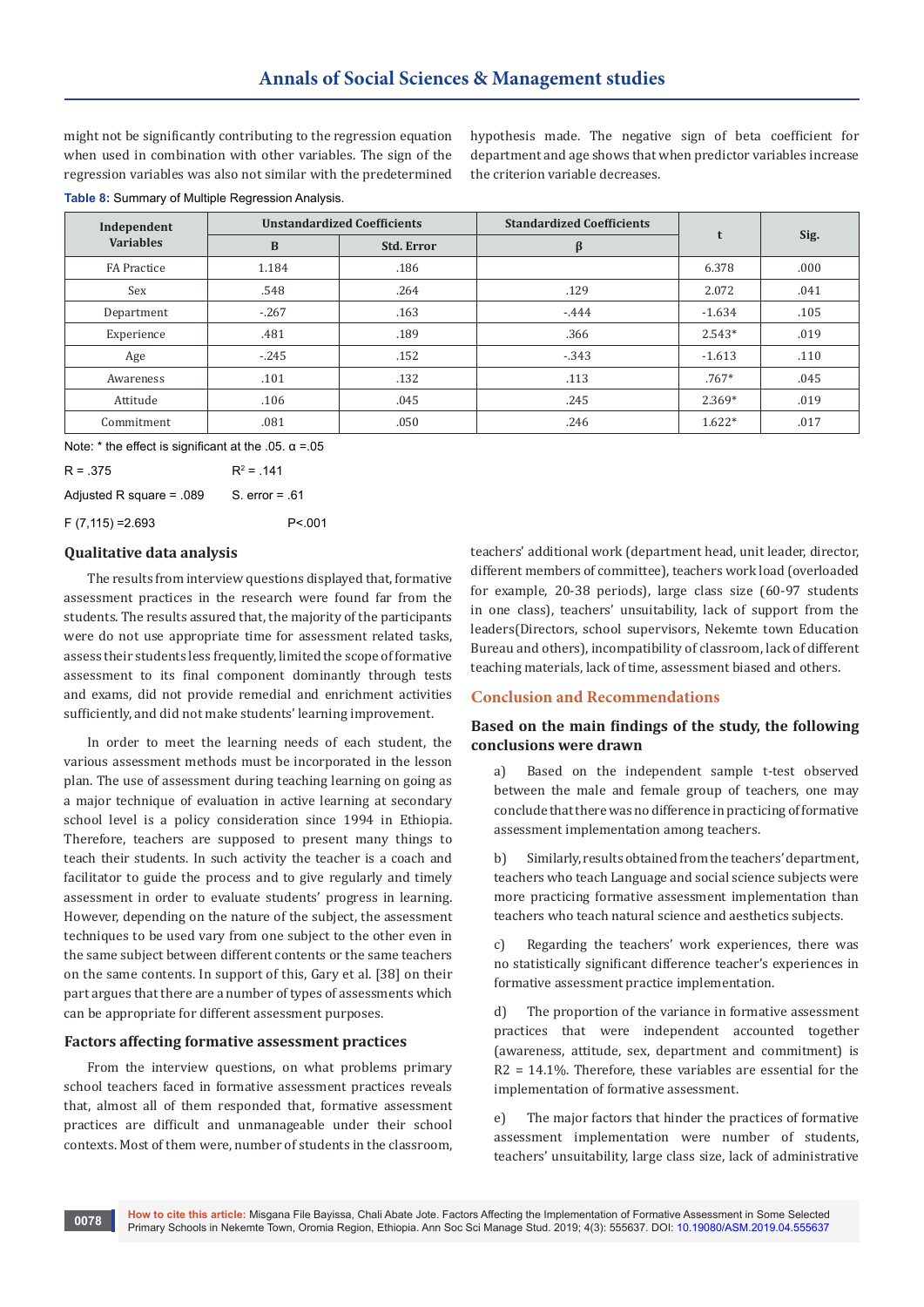might not be significantly contributing to the regression equation when used in combination with other variables. The sign of the regression variables was also not similar with the predetermined hypothesis made. The negative sign of beta coefficient for department and age shows that when predictor variables increase the criterion variable decreases.

**Table 8:** Summary of Multiple Regression Analysis.

| Independent Variables | Unstandardized Coefficients | | Standardized Coefficients | t | Sig. |
|---|---|---|---|---|---|
| | B | Std. Error | β | | |
| FA Practice | 1.184 | .186 | | 6.378 | .000 |
| Sex | .548 | .264 | .129 | 2.072 | .041 |
| Department | -.267 | .163 | -.444 | -1.634 | .105 |
| Experience | .481 | .189 | .366 | 2.543* | .019 |
| Age | -.245 | .152 | -.343 | -1.613 | .110 |
| Awareness | .101 | .132 | .113 | .767* | .045 |
| Attitude | .106 | .045 | .245 | 2.369* | .019 |
| Commitment | .081 | .050 | .246 | 1.622* | .017 |

Note: * the effect is significant at the .05. α =.05

R = .375 $R^2$ = .141

Adjusted R square = .089 S. error = .61

F (7,115) =2.693 P<.001

## Qualitative data analysis

The results from interview questions displayed that, formative assessment practices in the research were found far from the students. The results assured that, the majority of the participants were do not use appropriate time for assessment related tasks, assess their students less frequently, limited the scope of formative assessment to its final component dominantly through tests and exams, did not provide remedial and enrichment activities sufficiently, and did not make students' learning improvement.

In order to meet the learning needs of each student, the various assessment methods must be incorporated in the lesson plan. The use of assessment during teaching learning on going as a major technique of evaluation in active learning at secondary school level is a policy consideration since 1994 in Ethiopia. Therefore, teachers are supposed to present many things to teach their students. In such activity the teacher is a coach and facilitator to guide the process and to give regularly and timely assessment in order to evaluate students' progress in learning. However, depending on the nature of the subject, the assessment techniques to be used vary from one subject to the other even in the same subject between different contents or the same teachers on the same contents. In support of this, Gary et al. [38] on their part argues that there are a number of types of assessments which can be appropriate for different assessment purposes.

## Factors affecting formative assessment practices

From the interview questions, on what problems primary school teachers faced in formative assessment practices reveals that, almost all of them responded that, formative assessment practices are difficult and unmanageable under their school contexts. Most of them were, number of students in the classroom, teachers' additional work (department head, unit leader, director, different members of committee), teachers work load (overloaded for example, 20-38 periods), large class size (60-97 students in one class), teachers' unsuitability, lack of support from the leaders(Directors, school supervisors, Nekemte town Education Bureau and others), incompatibility of classroom, lack of different teaching materials, lack of time, assessment biased and others.

## Conclusion and Recommendations

### Based on the main findings of the study, the following conclusions were drawn

a) Based on the independent sample t-test observed between the male and female group of teachers, one may conclude that there was no difference in practicing of formative assessment implementation among teachers.

b) Similarly, results obtained from the teachers' department, teachers who teach Language and social science subjects were more practicing formative assessment implementation than teachers who teach natural science and aesthetics subjects.

c) Regarding the teachers' work experiences, there was no statistically significant difference teacher's experiences in formative assessment practice implementation.

d) The proportion of the variance in formative assessment practices that were independent accounted together (awareness, attitude, sex, department and commitment) is R2 = 14.1%. Therefore, these variables are essential for the implementation of formative assessment.

e) The major factors that hinder the practices of formative assessment implementation were number of students, teachers' unsuitability, large class size, lack of administrative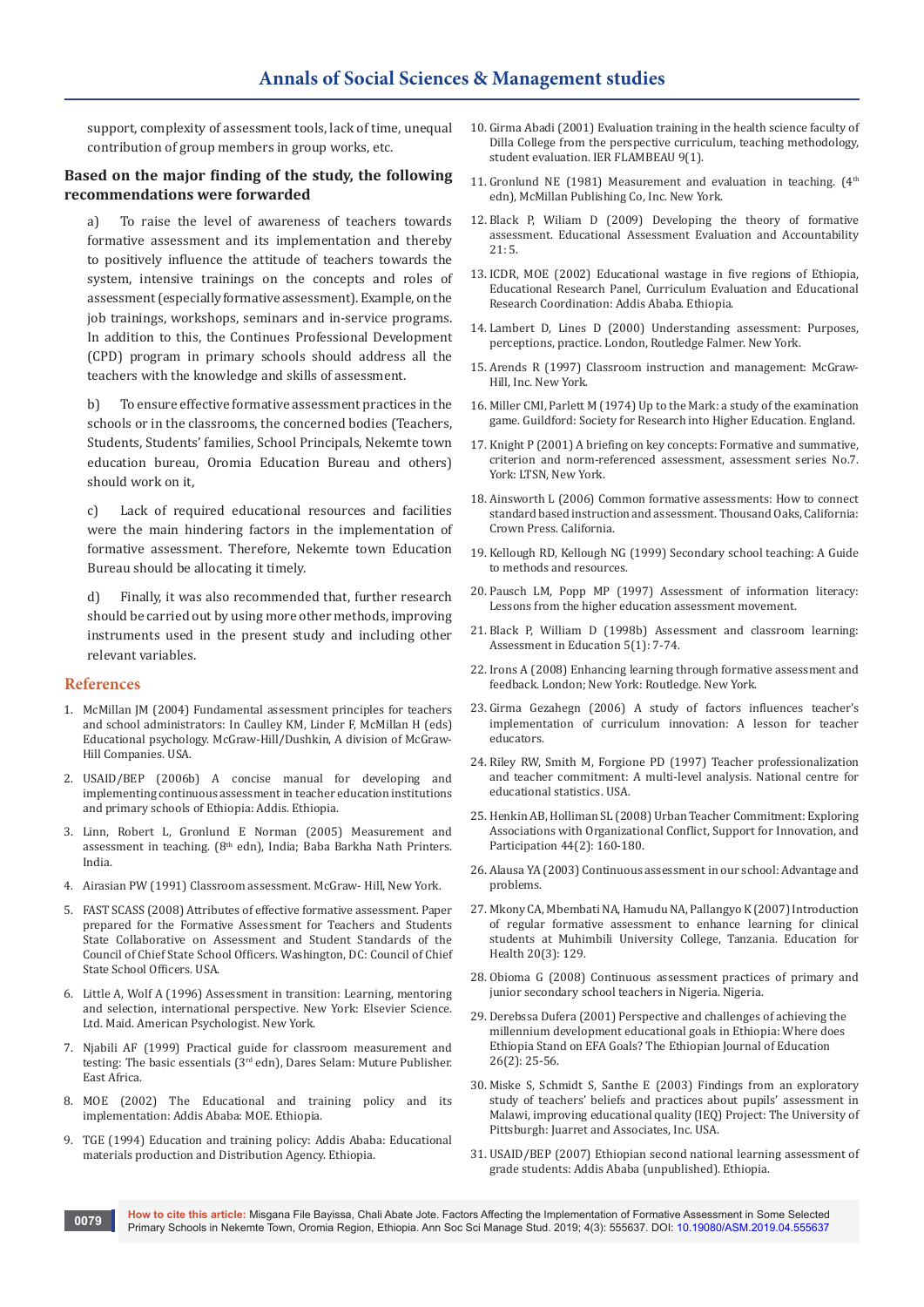support, complexity of assessment tools, lack of time, unequal contribution of group members in group works, etc.

### Based on the major finding of the study, the following recommendations were forwarded

a) To raise the level of awareness of teachers towards formative assessment and its implementation and thereby to positively influence the attitude of teachers towards the system, intensive trainings on the concepts and roles of assessment (especially formative assessment). Example, on the job trainings, workshops, seminars and in-service programs. In addition to this, the Continues Professional Development (CPD) program in primary schools should address all the teachers with the knowledge and skills of assessment.

b) To ensure effective formative assessment practices in the schools or in the classrooms, the concerned bodies (Teachers, Students, Students' families, School Principals, Nekemte town education bureau, Oromia Education Bureau and others) should work on it,

c) Lack of required educational resources and facilities were the main hindering factors in the implementation of formative assessment. Therefore, Nekemte town Education Bureau should be allocating it timely.

d) Finally, it was also recommended that, further research should be carried out by using more other methods, improving instruments used in the present study and including other relevant variables.

## References

1. McMillan JM (2004) Fundamental assessment principles for teachers and school administrators: In Caulley KM, Linder F, McMillan H (eds) Educational psychology. McGraw-Hill/Dushkin, A division of McGraw-Hill Companies. USA.
2. USAID/BEP (2006b) A concise manual for developing and implementing continuous assessment in teacher education institutions and primary schools of Ethiopia: Addis. Ethiopia.
3. Linn, Robert L, Gronlund E Norman (2005) Measurement and assessment in teaching. (8th edn), India; Baba Barkha Nath Printers. India.
4. Airasian PW (1991) Classroom assessment. McGraw- Hill, New York.
5. FAST SCASS (2008) Attributes of effective formative assessment. Paper prepared for the Formative Assessment for Teachers and Students State Collaborative on Assessment and Student Standards of the Council of Chief State School Officers. Washington, DC: Council of Chief State School Officers. USA.
6. Little A, Wolf A (1996) Assessment in transition: Learning, mentoring and selection, international perspective. New York: Elsevier Science. Ltd. Maid. American Psychologist. New York.
7. Njabili AF (1999) Practical guide for classroom measurement and testing: The basic essentials (3rd edn), Dares Selam: Muture Publisher. East Africa.
8. MOE (2002) The Educational and training policy and its implementation: Addis Ababa: MOE. Ethiopia.
9. TGE (1994) Education and training policy: Addis Ababa: Educational materials production and Distribution Agency. Ethiopia.
10. Girma Abadi (2001) Evaluation training in the health science faculty of Dilla College from the perspective curriculum, teaching methodology, student evaluation. IER FLAMBEAU 9(1).
11. Gronlund NE (1981) Measurement and evaluation in teaching. (4th edn), McMillan Publishing Co, Inc. New York.
12. Black P, Wiliam D (2009) Developing the theory of formative assessment. Educational Assessment Evaluation and Accountability 21: 5.
13. ICDR, MOE (2002) Educational wastage in five regions of Ethiopia, Educational Research Panel, Curriculum Evaluation and Educational Research Coordination: Addis Ababa. Ethiopia.
14. Lambert D, Lines D (2000) Understanding assessment: Purposes, perceptions, practice. London, Routledge Falmer. New York.
15. Arends R (1997) Classroom instruction and management: McGraw-Hill, Inc. New York.
16. Miller CMI, Parlett M (1974) Up to the Mark: a study of the examination game. Guildford: Society for Research into Higher Education. England.
17. Knight P (2001) A briefing on key concepts: Formative and summative, criterion and norm-referenced assessment, assessment series No.7. York: LTSN, New York.
18. Ainsworth L (2006) Common formative assessments: How to connect standard based instruction and assessment. Thousand Oaks, California: Crown Press. California.
19. Kellough RD, Kellough NG (1999) Secondary school teaching: A Guide to methods and resources.
20. Pausch LM, Popp MP (1997) Assessment of information literacy: Lessons from the higher education assessment movement.
21. Black P, William D (1998b) Assessment and classroom learning: Assessment in Education 5(1): 7-74.
22. Irons A (2008) Enhancing learning through formative assessment and feedback. London; New York: Routledge. New York.
23. Girma Gezahegn (2006) A study of factors influences teacher's implementation of curriculum innovation: A lesson for teacher educators.
24. Riley RW, Smith M, Forgione PD (1997) Teacher professionalization and teacher commitment: A multi-level analysis. National centre for educational statistics. USA.
25. Henkin AB, Holliman SL (2008) Urban Teacher Commitment: Exploring Associations with Organizational Conflict, Support for Innovation, and Participation 44(2): 160-180.
26. Alausa YA (2003) Continuous assessment in our school: Advantage and problems.
27. Mkony CA, Mbembati NA, Hamudu NA, Pallangyo K (2007) Introduction of regular formative assessment to enhance learning for clinical students at Muhimbili University College, Tanzania. Education for Health 20(3): 129.
28. Obioma G (2008) Continuous assessment practices of primary and junior secondary school teachers in Nigeria. Nigeria.
29. Derebssa Dufera (2001) Perspective and challenges of achieving the millennium development educational goals in Ethiopia: Where does Ethiopia Stand on EFA Goals? The Ethiopian Journal of Education 26(2): 25-56.
30. Miske S, Schmidt S, Santhe E (2003) Findings from an exploratory study of teachers' beliefs and practices about pupils' assessment in Malawi, improving educational quality (IEQ) Project: The University of Pittsburgh: Juarret and Associates, Inc. USA.
31. USAID/BEP (2007) Ethiopian second national learning assessment of grade students: Addis Ababa (unpublished). Ethiopia.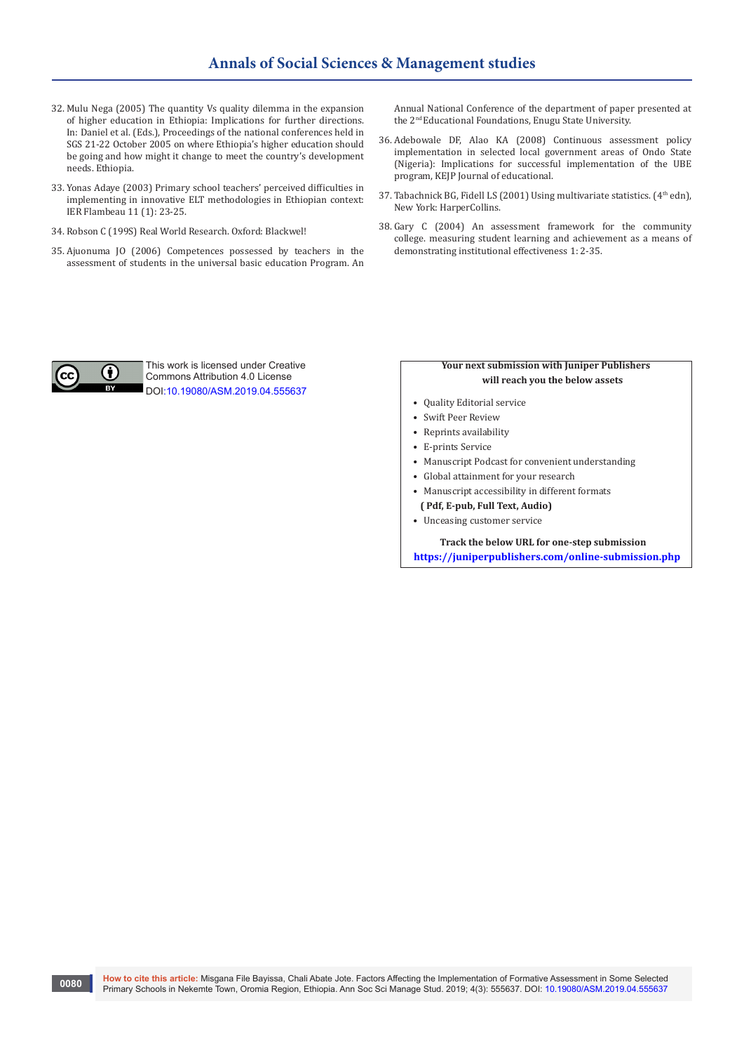32. Mulu Nega (2005) The quantity Vs quality dilemma in the expansion of higher education in Ethiopia: Implications for further directions. In: Daniel et al. (Eds.), Proceedings of the national conferences held in SGS 21-22 October 2005 on where Ethiopia's higher education should be going and how might it change to meet the country's development needs. Ethiopia.
33. Yonas Adaye (2003) Primary school teachers' perceived difficulties in implementing in innovative ELT methodologies in Ethiopian context: IER Flambeau 11 (1): 23-25.
34. Robson C (199S) Real World Research. Oxford: Blackwel!
35. Ajuonuma JO (2006) Competences possessed by teachers in the assessment of students in the universal basic education Program. An Annual National Conference of the department of paper presented at the 2nd Educational Foundations, Enugu State University.
36. Adebowale DF, Alao KA (2008) Continuous assessment policy implementation in selected local government areas of Ondo State (Nigeria): Implications for successful implementation of the UBE program, KEJP Journal of educational.
37. Tabachnick BG, Fidell LS (2001) Using multivariate statistics. (4th edn), New York: HarperCollins.
38. Gary C (2004) An assessment framework for the community college. measuring student learning and achievement as a means of demonstrating institutional effectiveness 1: 2-35.

This work is licensed under Creative Commons Attribution 4.0 License
DOI:10.19080/ASM.2019.04.555637

**Your next submission with Juniper Publishers will reach you the below assets**

- Quality Editorial service
- Swift Peer Review
- Reprints availability
- E-prints Service
- Manuscript Podcast for convenient understanding
- Global attainment for your research
- Manuscript accessibility in different formats **( Pdf, E-pub, Full Text, Audio)**
- Unceasing customer service

**Track the below URL for one-step submission**
**https://juniperpublishers.com/online-submission.php**

**How to cite this article:** Misgana File Bayissa, Chali Abate Jote. Factors Affecting the Implementation of Formative Assessment in Some Selected Primary Schools in Nekemte Town, Oromia Region, Ethiopia. Ann Soc Sci Manage Stud. 2019; 4(3): 555637. DOI: 10.19080/ASM.2019.04.555637